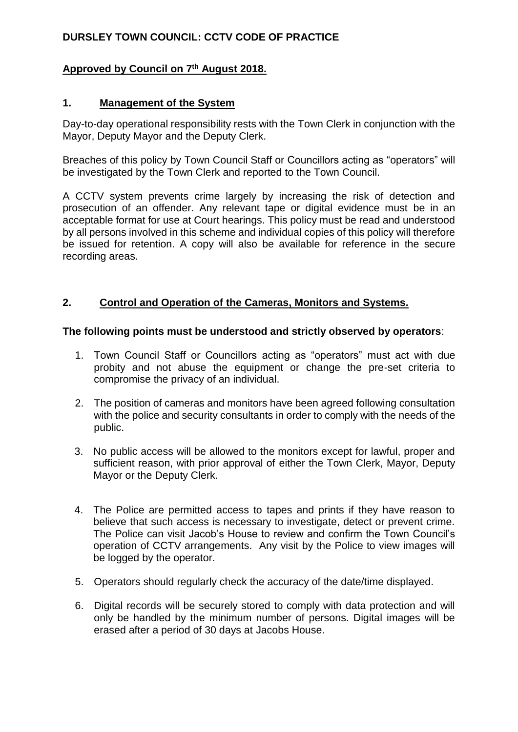# DURSLEY TOWN COUNCIL: CCTV CODE OF PRACTICE

**Approved by Council on 7th August 2018.**

## 1. Management of the System

Day-to-day operational responsibility rests with the Town Clerk in conjunction with the Mayor, Deputy Mayor and the Deputy Clerk.

Breaches of this policy by Town Council Staff or Councillors acting as "operators" will be investigated by the Town Clerk and reported to the Town Council.

A CCTV system prevents crime largely by increasing the risk of detection and prosecution of an offender. Any relevant tape or digital evidence must be in an acceptable format for use at Court hearings. This policy must be read and understood by all persons involved in this scheme and individual copies of this policy will therefore be issued for retention. A copy will also be available for reference in the secure recording areas.

## 2. Control and Operation of the Cameras, Monitors and Systems.

**The following points must be understood and strictly observed by operators**:

1. Town Council Staff or Councillors acting as "operators" must act with due probity and not abuse the equipment or change the pre-set criteria to compromise the privacy of an individual.

2. The position of cameras and monitors have been agreed following consultation with the police and security consultants in order to comply with the needs of the public.

3. No public access will be allowed to the monitors except for lawful, proper and sufficient reason, with prior approval of either the Town Clerk, Mayor, Deputy Mayor or the Deputy Clerk.

4. The Police are permitted access to tapes and prints if they have reason to believe that such access is necessary to investigate, detect or prevent crime. The Police can visit Jacob's House to review and confirm the Town Council's operation of CCTV arrangements. Any visit by the Police to view images will be logged by the operator.

5. Operators should regularly check the accuracy of the date/time displayed.

6. Digital records will be securely stored to comply with data protection and will only be handled by the minimum number of persons. Digital images will be erased after a period of 30 days at Jacobs House.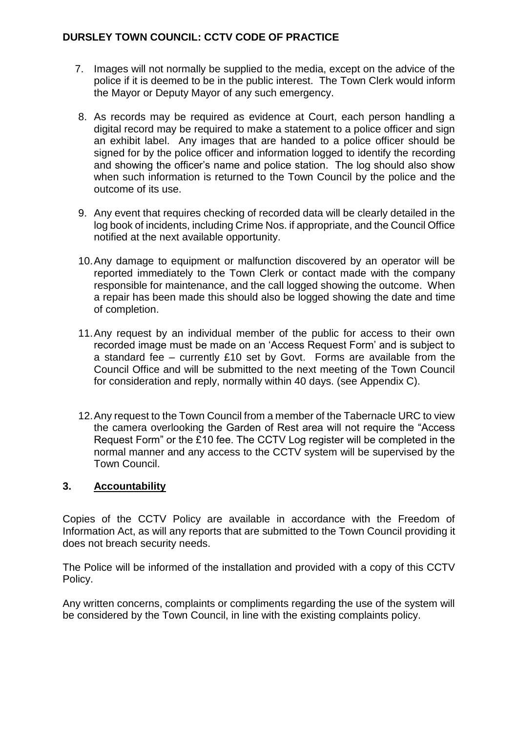7. Images will not normally be supplied to the media, except on the advice of the police if it is deemed to be in the public interest. The Town Clerk would inform the Mayor or Deputy Mayor of any such emergency.

8. As records may be required as evidence at Court, each person handling a digital record may be required to make a statement to a police officer and sign an exhibit label. Any images that are handed to a police officer should be signed for by the police officer and information logged to identify the recording and showing the officer's name and police station. The log should also show when such information is returned to the Town Council by the police and the outcome of its use.

9. Any event that requires checking of recorded data will be clearly detailed in the log book of incidents, including Crime Nos. if appropriate, and the Council Office notified at the next available opportunity.

10. Any damage to equipment or malfunction discovered by an operator will be reported immediately to the Town Clerk or contact made with the company responsible for maintenance, and the call logged showing the outcome. When a repair has been made this should also be logged showing the date and time of completion.

11. Any request by an individual member of the public for access to their own recorded image must be made on an 'Access Request Form' and is subject to a standard fee – currently £10 set by Govt. Forms are available from the Council Office and will be submitted to the next meeting of the Town Council for consideration and reply, normally within 40 days. (see Appendix C).

12. Any request to the Town Council from a member of the Tabernacle URC to view the camera overlooking the Garden of Rest area will not require the "Access Request Form" or the £10 fee. The CCTV Log register will be completed in the normal manner and any access to the CCTV system will be supervised by the Town Council.

## 3. Accountability

Copies of the CCTV Policy are available in accordance with the Freedom of Information Act, as will any reports that are submitted to the Town Council providing it does not breach security needs.

The Police will be informed of the installation and provided with a copy of this CCTV Policy.

Any written concerns, complaints or compliments regarding the use of the system will be considered by the Town Council, in line with the existing complaints policy.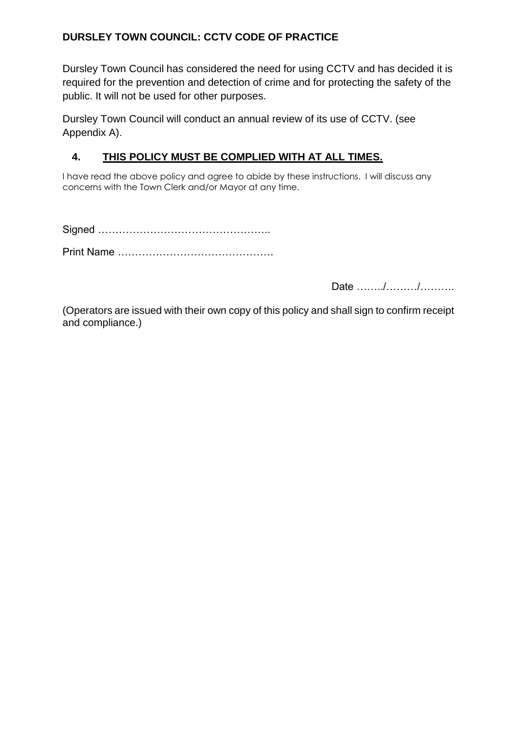**DURSLEY TOWN COUNCIL: CCTV CODE OF PRACTICE**

Dursley Town Council has considered the need for using CCTV and has decided it is required for the prevention and detection of crime and for protecting the safety of the public. It will not be used for other purposes.

Dursley Town Council will conduct an annual review of its use of CCTV. (see Appendix A).

## 4. THIS POLICY MUST BE COMPLIED WITH AT ALL TIMES.

I have read the above policy and agree to abide by these instructions. I will discuss any concerns with the Town Clerk and/or Mayor at any time.

Signed …………………………………………..

Print Name ………………………………………

Date ……../………/……….

(Operators are issued with their own copy of this policy and shall sign to confirm receipt and compliance.)